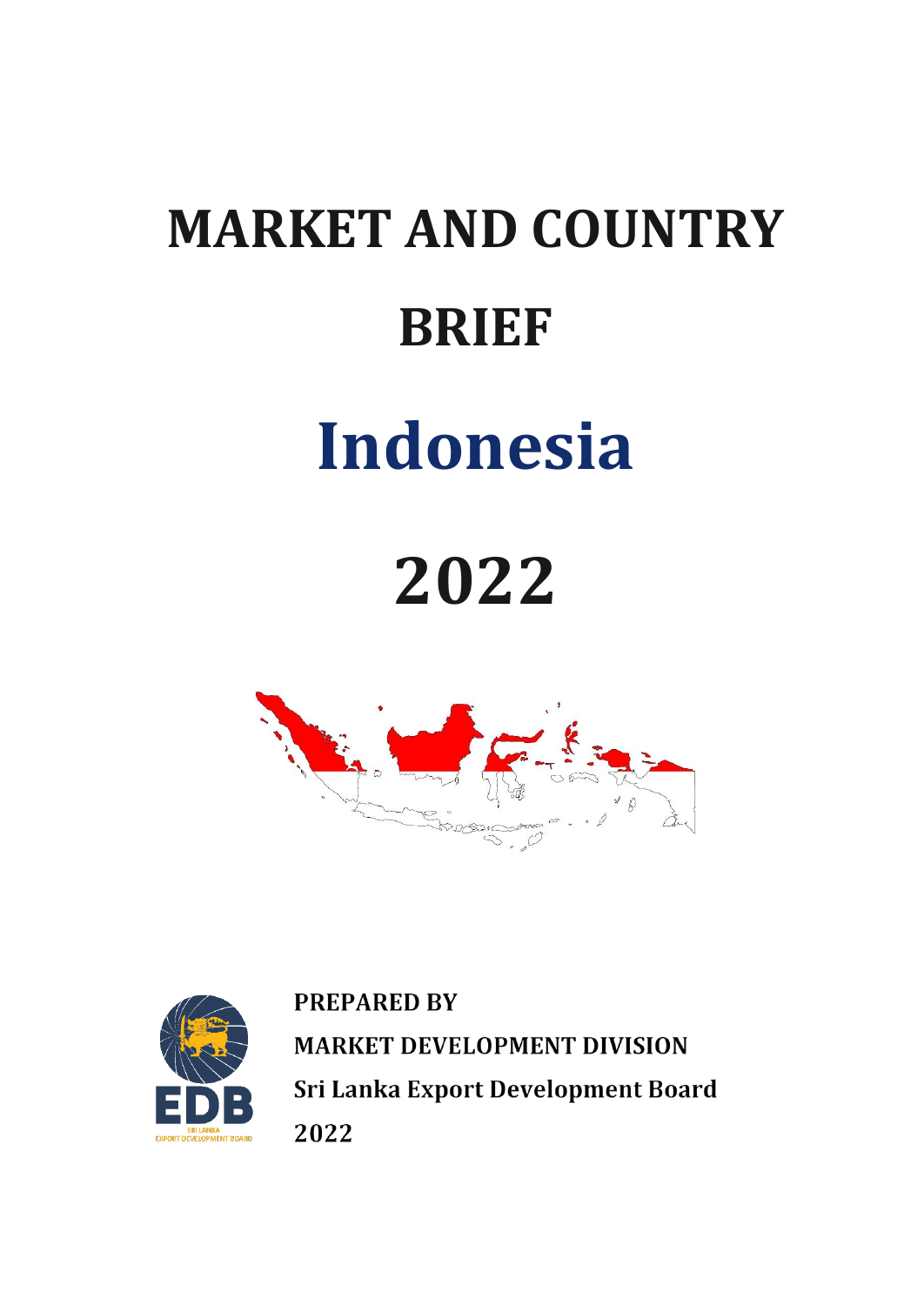# MARKET AND COUNTRY BRIEF

# Indonesia

# 2022

**PREPARED BY**

**MARKET DEVELOPMENT DIVISION**

**Sri Lanka Export Development Board**

**2022**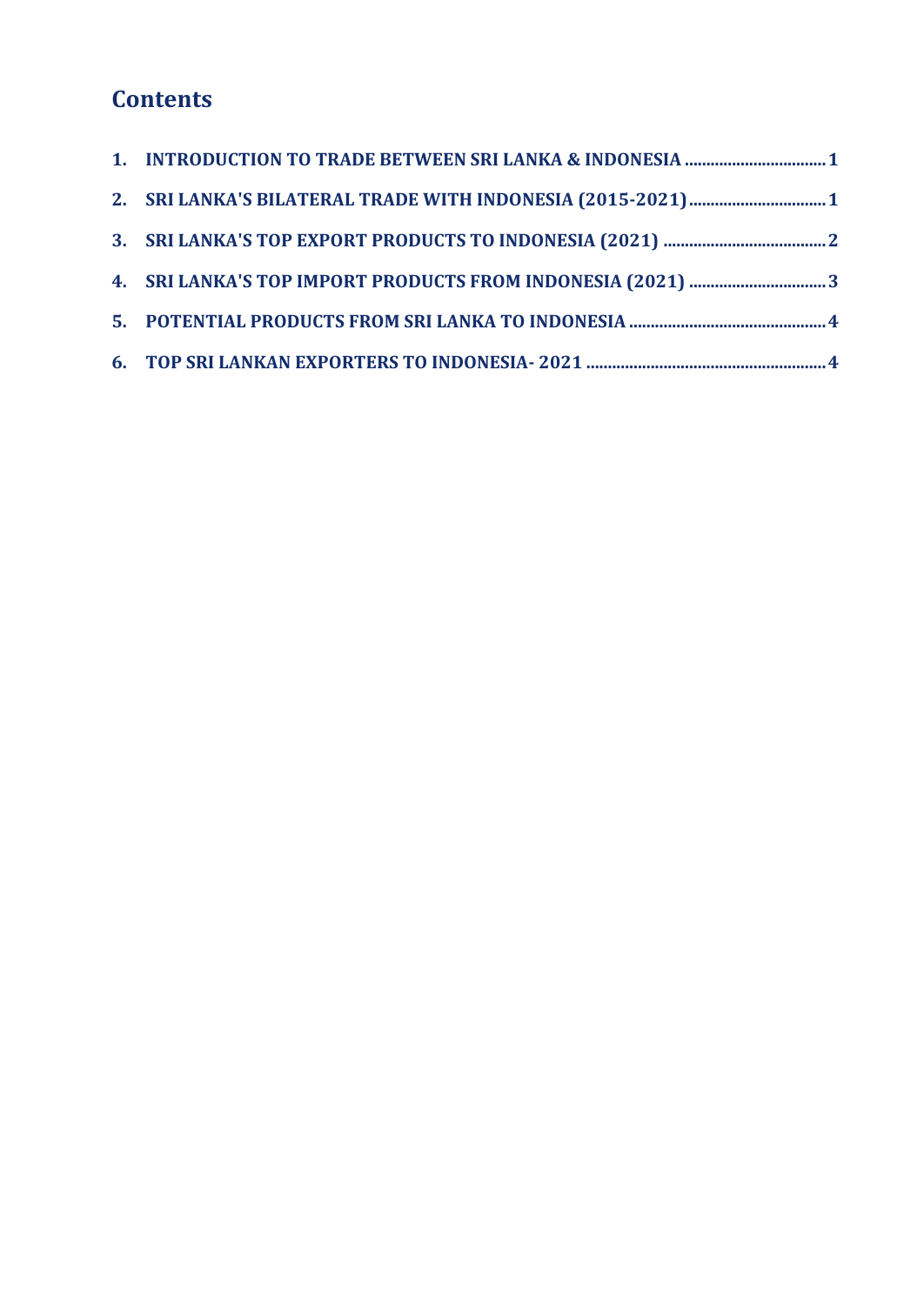## Contents

1. INTRODUCTION TO TRADE BETWEEN SRI LANKA & INDONESIA ................................ 1
2. SRI LANKA'S BILATERAL TRADE WITH INDONESIA (2015-2021) ................................ 1
3. SRI LANKA'S TOP EXPORT PRODUCTS TO INDONESIA (2021) ..................................... 2
4. SRI LANKA'S TOP IMPORT PRODUCTS FROM INDONESIA (2021) ................................ 3
5. POTENTIAL PRODUCTS FROM SRI LANKA TO INDONESIA ............................................. 4
6. TOP SRI LANKAN EXPORTERS TO INDONESIA- 2021 ....................................................... 4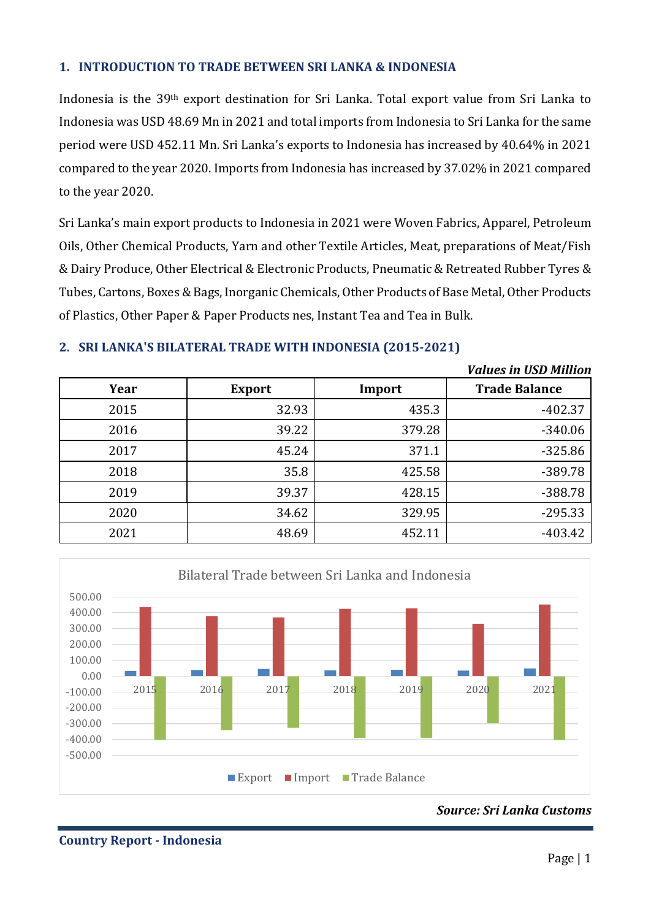## 1. INTRODUCTION TO TRADE BETWEEN SRI LANKA & INDONESIA

Indonesia is the 39th export destination for Sri Lanka. Total export value from Sri Lanka to Indonesia was USD 48.69 Mn in 2021 and total imports from Indonesia to Sri Lanka for the same period were USD 452.11 Mn. Sri Lanka's exports to Indonesia has increased by 40.64% in 2021 compared to the year 2020. Imports from Indonesia has increased by 37.02% in 2021 compared to the year 2020.

Sri Lanka's main export products to Indonesia in 2021 were Woven Fabrics, Apparel, Petroleum Oils, Other Chemical Products, Yarn and other Textile Articles, Meat, preparations of Meat/Fish & Dairy Produce, Other Electrical & Electronic Products, Pneumatic & Retreated Rubber Tyres & Tubes, Cartons, Boxes & Bags, Inorganic Chemicals, Other Products of Base Metal, Other Products of Plastics, Other Paper & Paper Products nes, Instant Tea and Tea in Bulk.

## 2. SRI LANKA'S BILATERAL TRADE WITH INDONESIA (2015-2021)

***Values in USD Million***

| Year | Export | Import | Trade Balance |
|---|---|---|---|
| 2015 | 32.93 | 435.3 | -402.37 |
| 2016 | 39.22 | 379.28 | -340.06 |
| 2017 | 45.24 | 371.1 | -325.86 |
| 2018 | 35.8 | 425.58 | -389.78 |
| 2019 | 39.37 | 428.15 | -388.78 |
| 2020 | 34.62 | 329.95 | -295.33 |
| 2021 | 48.69 | 452.11 | -403.42 |

Bilateral Trade between Sri Lanka and Indonesia

***Source: Sri Lanka Customs***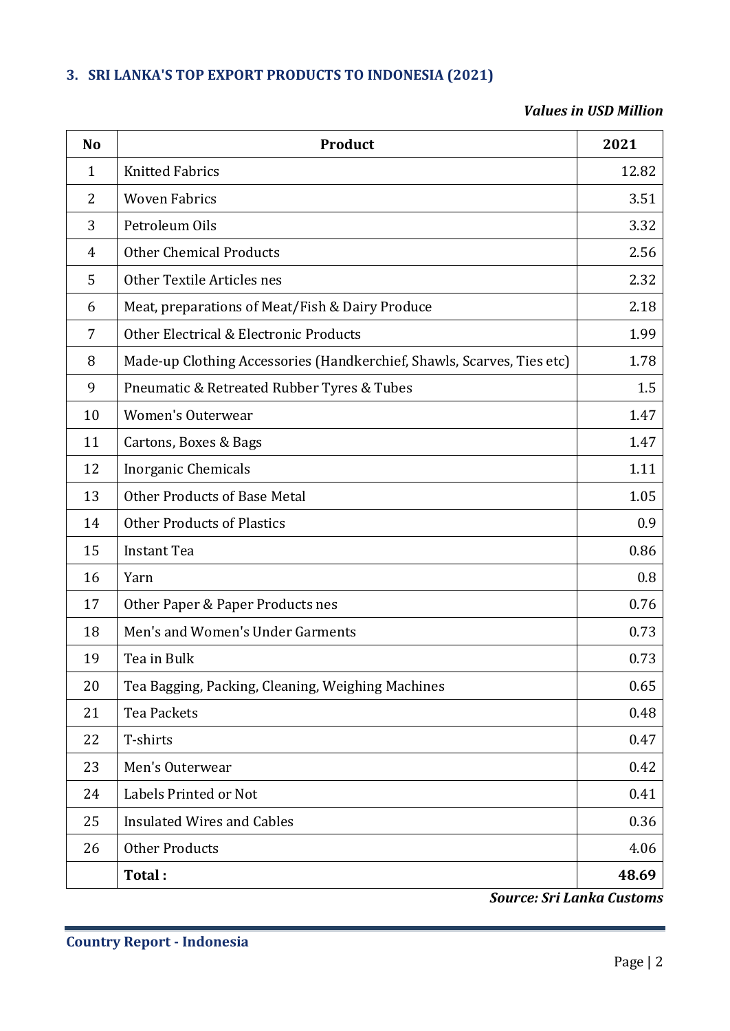### 3. SRI LANKA'S TOP EXPORT PRODUCTS TO INDONESIA (2021)

***Values in USD Million***

| No | Product | 2021 |
|---|---|---|
| 1 | Knitted Fabrics | 12.82 |
| 2 | Woven Fabrics | 3.51 |
| 3 | Petroleum Oils | 3.32 |
| 4 | Other Chemical Products | 2.56 |
| 5 | Other Textile Articles nes | 2.32 |
| 6 | Meat, preparations of Meat/Fish & Dairy Produce | 2.18 |
| 7 | Other Electrical & Electronic Products | 1.99 |
| 8 | Made-up Clothing Accessories (Handkerchief, Shawls, Scarves, Ties etc) | 1.78 |
| 9 | Pneumatic & Retreated Rubber Tyres & Tubes | 1.5 |
| 10 | Women's Outerwear | 1.47 |
| 11 | Cartons, Boxes & Bags | 1.47 |
| 12 | Inorganic Chemicals | 1.11 |
| 13 | Other Products of Base Metal | 1.05 |
| 14 | Other Products of Plastics | 0.9 |
| 15 | Instant Tea | 0.86 |
| 16 | Yarn | 0.8 |
| 17 | Other Paper & Paper Products nes | 0.76 |
| 18 | Men's and Women's Under Garments | 0.73 |
| 19 | Tea in Bulk | 0.73 |
| 20 | Tea Bagging, Packing, Cleaning, Weighing Machines | 0.65 |
| 21 | Tea Packets | 0.48 |
| 22 | T-shirts | 0.47 |
| 23 | Men's Outerwear | 0.42 |
| 24 | Labels Printed or Not | 0.41 |
| 25 | Insulated Wires and Cables | 0.36 |
| 26 | Other Products | 4.06 |
| | **Total :** | **48.69** |

***Source: Sri Lanka Customs***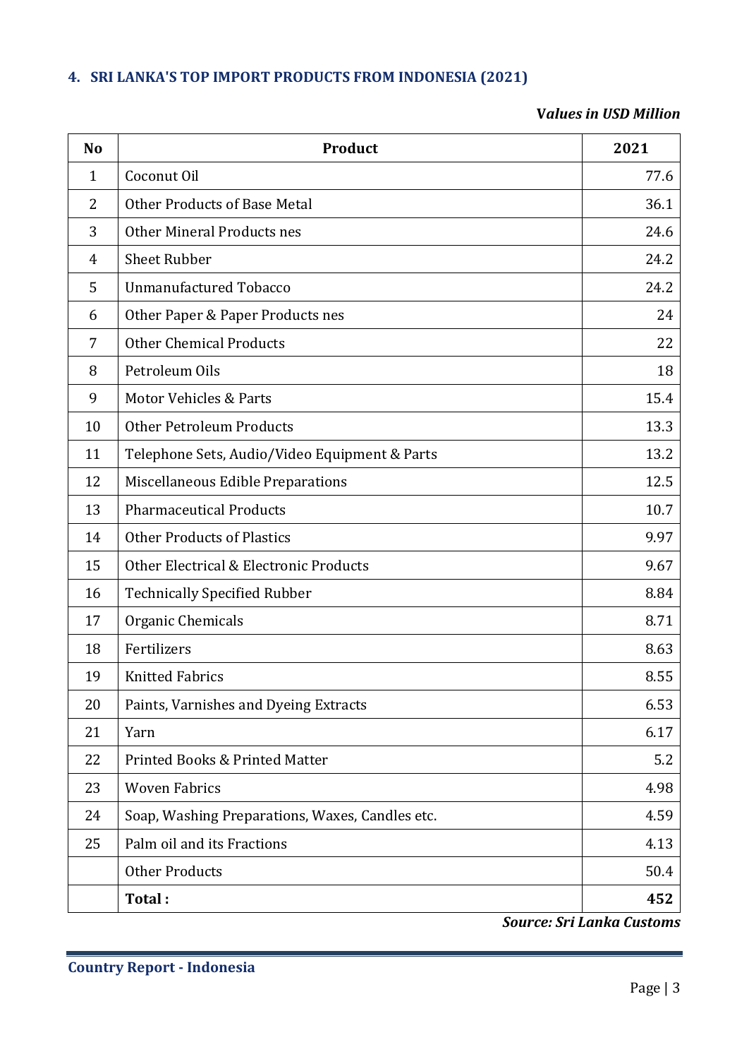## 4. SRI LANKA'S TOP IMPORT PRODUCTS FROM INDONESIA (2021)

***Values in USD Million***

| No | Product | 2021 |
|---|---|---|
| 1 | Coconut Oil | 77.6 |
| 2 | Other Products of Base Metal | 36.1 |
| 3 | Other Mineral Products nes | 24.6 |
| 4 | Sheet Rubber | 24.2 |
| 5 | Unmanufactured Tobacco | 24.2 |
| 6 | Other Paper & Paper Products nes | 24 |
| 7 | Other Chemical Products | 22 |
| 8 | Petroleum Oils | 18 |
| 9 | Motor Vehicles & Parts | 15.4 |
| 10 | Other Petroleum Products | 13.3 |
| 11 | Telephone Sets, Audio/Video Equipment & Parts | 13.2 |
| 12 | Miscellaneous Edible Preparations | 12.5 |
| 13 | Pharmaceutical Products | 10.7 |
| 14 | Other Products of Plastics | 9.97 |
| 15 | Other Electrical & Electronic Products | 9.67 |
| 16 | Technically Specified Rubber | 8.84 |
| 17 | Organic Chemicals | 8.71 |
| 18 | Fertilizers | 8.63 |
| 19 | Knitted Fabrics | 8.55 |
| 20 | Paints, Varnishes and Dyeing Extracts | 6.53 |
| 21 | Yarn | 6.17 |
| 22 | Printed Books & Printed Matter | 5.2 |
| 23 | Woven Fabrics | 4.98 |
| 24 | Soap, Washing Preparations, Waxes, Candles etc. | 4.59 |
| 25 | Palm oil and its Fractions | 4.13 |
| | Other Products | 50.4 |
| | **Total :** | **452** |

***Source: Sri Lanka Customs***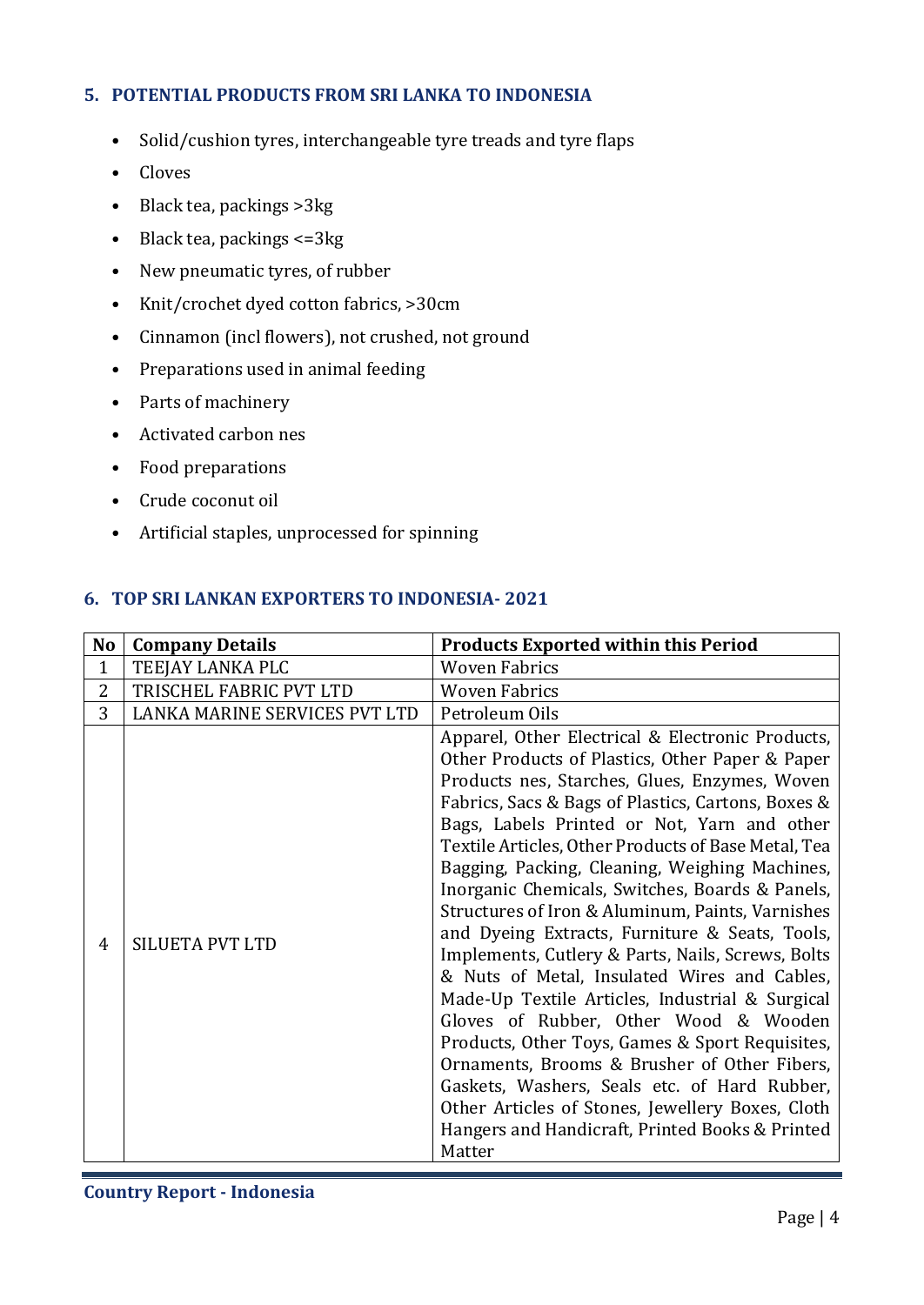## 5. POTENTIAL PRODUCTS FROM SRI LANKA TO INDONESIA

- Solid/cushion tyres, interchangeable tyre treads and tyre flaps
- Cloves
- Black tea, packings >3kg
- Black tea, packings <=3kg
- New pneumatic tyres, of rubber
- Knit/crochet dyed cotton fabrics, >30cm
- Cinnamon (incl flowers), not crushed, not ground
- Preparations used in animal feeding
- Parts of machinery
- Activated carbon nes
- Food preparations
- Crude coconut oil
- Artificial staples, unprocessed for spinning

## 6. TOP SRI LANKAN EXPORTERS TO INDONESIA- 2021

| No | Company Details | Products Exported within this Period |
|---|---|---|
| 1 | TEEJAY LANKA PLC | Woven Fabrics |
| 2 | TRISCHEL FABRIC PVT LTD | Woven Fabrics |
| 3 | LANKA MARINE SERVICES PVT LTD | Petroleum Oils |
| 4 | SILUETA PVT LTD | Apparel, Other Electrical & Electronic Products, Other Products of Plastics, Other Paper & Paper Products nes, Starches, Glues, Enzymes, Woven Fabrics, Sacs & Bags of Plastics, Cartons, Boxes & Bags, Labels Printed or Not, Yarn and other Textile Articles, Other Products of Base Metal, Tea Bagging, Packing, Cleaning, Weighing Machines, Inorganic Chemicals, Switches, Boards & Panels, Structures of Iron & Aluminum, Paints, Varnishes and Dyeing Extracts, Furniture & Seats, Tools, Implements, Cutlery & Parts, Nails, Screws, Bolts & Nuts of Metal, Insulated Wires and Cables, Made-Up Textile Articles, Industrial & Surgical Gloves of Rubber, Other Wood & Wooden Products, Other Toys, Games & Sport Requisites, Ornaments, Brooms & Brusher of Other Fibers, Gaskets, Washers, Seals etc. of Hard Rubber, Other Articles of Stones, Jewellery Boxes, Cloth Hangers and Handicraft, Printed Books & Printed Matter |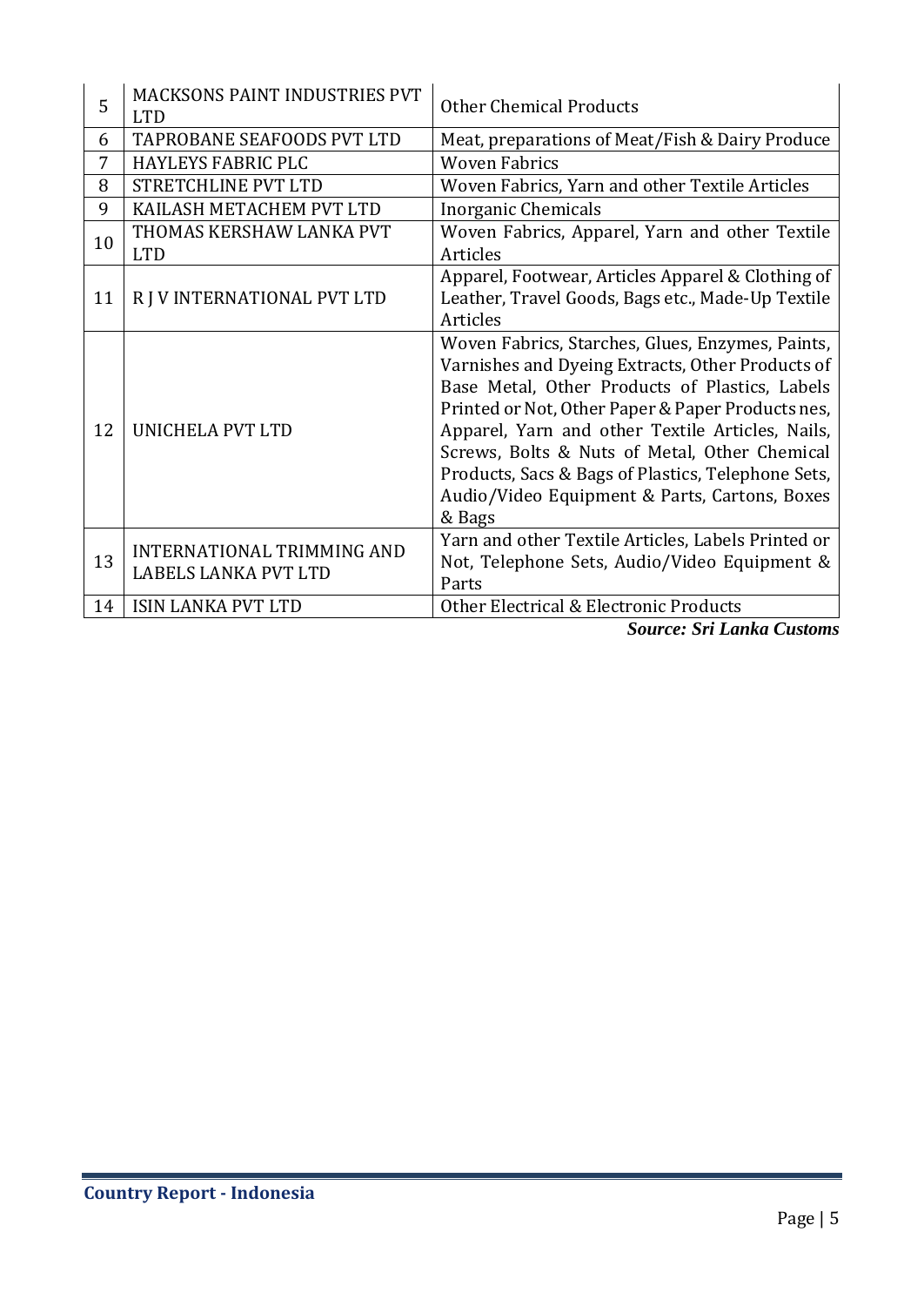| | | |
|---|---|---|
| 5 | MACKSONS PAINT INDUSTRIES PVT LTD | Other Chemical Products |
| 6 | TAPROBANE SEAFOODS PVT LTD | Meat, preparations of Meat/Fish & Dairy Produce |
| 7 | HAYLEYS FABRIC PLC | Woven Fabrics |
| 8 | STRETCHLINE PVT LTD | Woven Fabrics, Yarn and other Textile Articles |
| 9 | KAILASH METACHEM PVT LTD | Inorganic Chemicals |
| 10 | THOMAS KERSHAW LANKA PVT LTD | Woven Fabrics, Apparel, Yarn and other Textile Articles |
| 11 | R J V INTERNATIONAL PVT LTD | Apparel, Footwear, Articles Apparel & Clothing of Leather, Travel Goods, Bags etc., Made-Up Textile Articles |
| 12 | UNICHELA PVT LTD | Woven Fabrics, Starches, Glues, Enzymes, Paints, Varnishes and Dyeing Extracts, Other Products of Base Metal, Other Products of Plastics, Labels Printed or Not, Other Paper & Paper Products nes, Apparel, Yarn and other Textile Articles, Nails, Screws, Bolts & Nuts of Metal, Other Chemical Products, Sacs & Bags of Plastics, Telephone Sets, Audio/Video Equipment & Parts, Cartons, Boxes & Bags |
| 13 | INTERNATIONAL TRIMMING AND LABELS LANKA PVT LTD | Yarn and other Textile Articles, Labels Printed or Not, Telephone Sets, Audio/Video Equipment & Parts |
| 14 | ISIN LANKA PVT LTD | Other Electrical & Electronic Products |

***Source: Sri Lanka Customs***